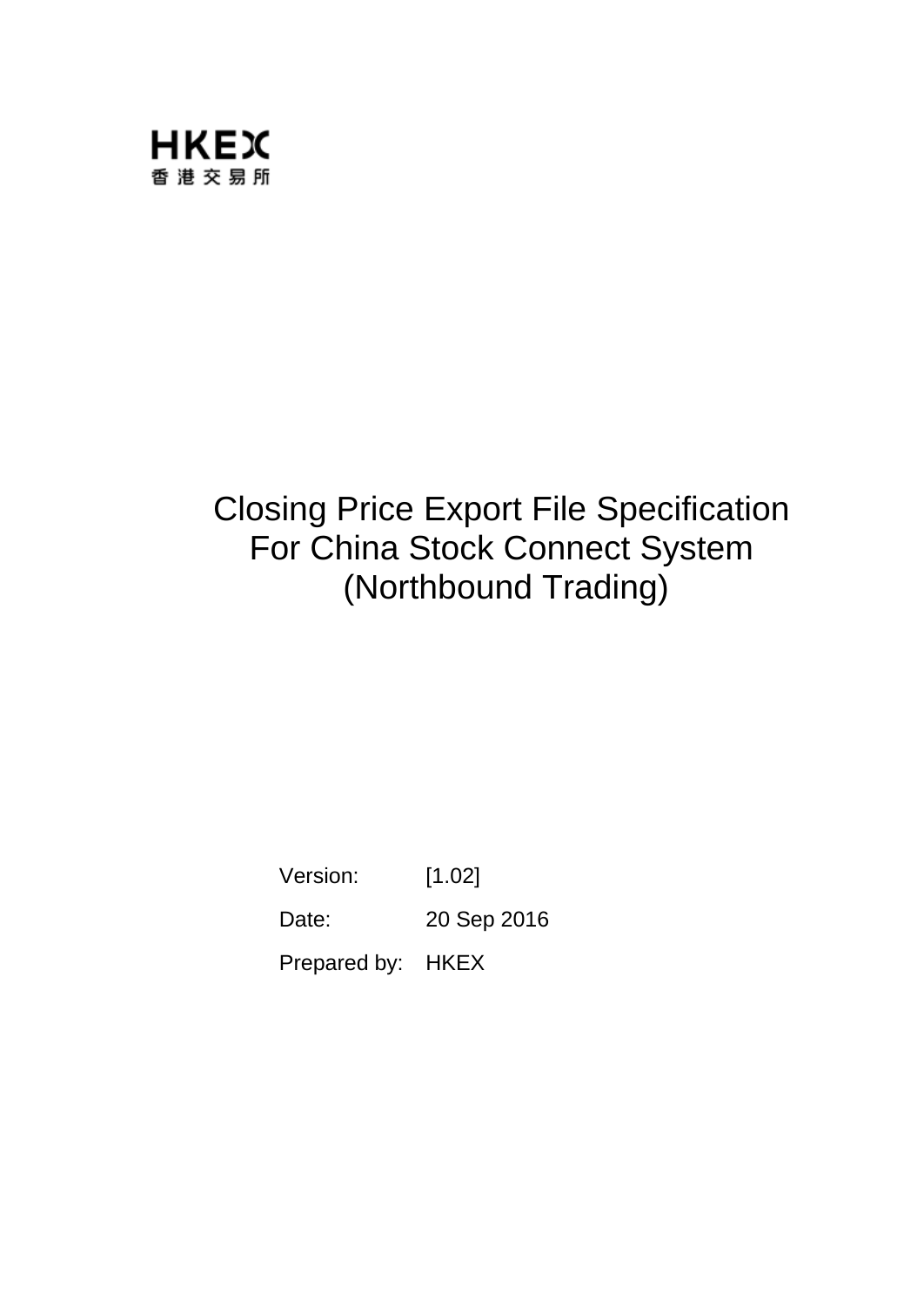HKEX
香港交易所

# Closing Price Export File Specification For China Stock Connect System (Northbound Trading)

| | |
|---|---|
| Version: | [1.02] |
| Date: | 20 Sep 2016 |
| Prepared by: | HKEX |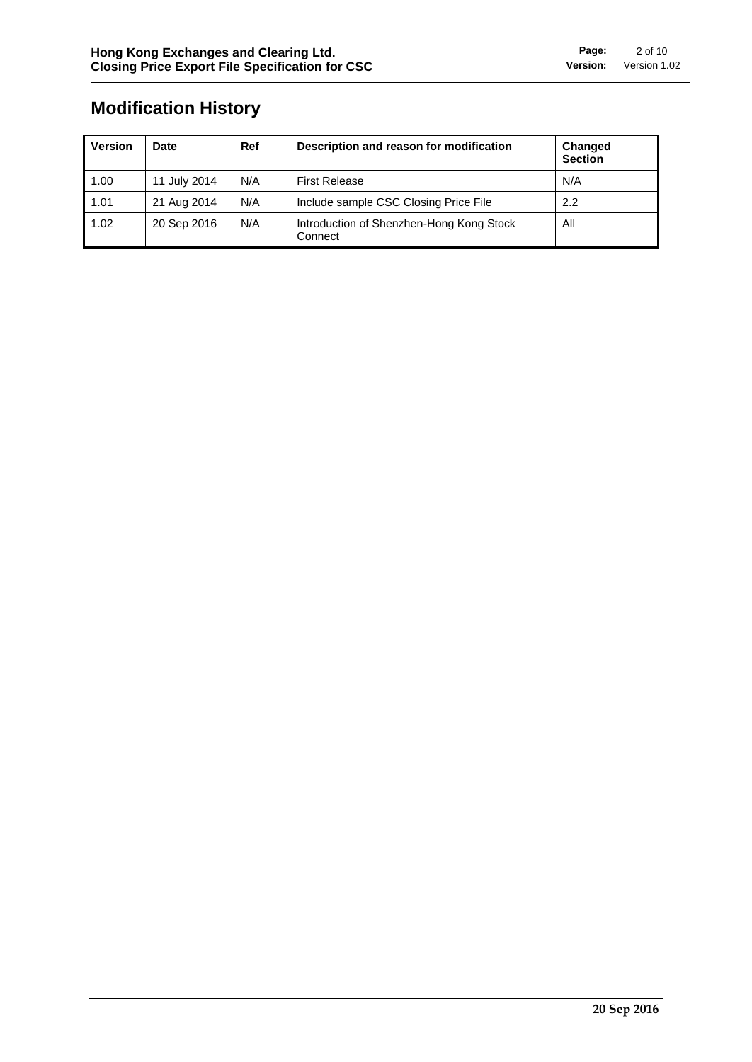# Modification History

| Version | Date | Ref | Description and reason for modification | Changed Section |
|---|---|---|---|---|
| 1.00 | 11 July 2014 | N/A | First Release | N/A |
| 1.01 | 21 Aug 2014 | N/A | Include sample CSC Closing Price File | 2.2 |
| 1.02 | 20 Sep 2016 | N/A | Introduction of Shenzhen-Hong Kong Stock Connect | All |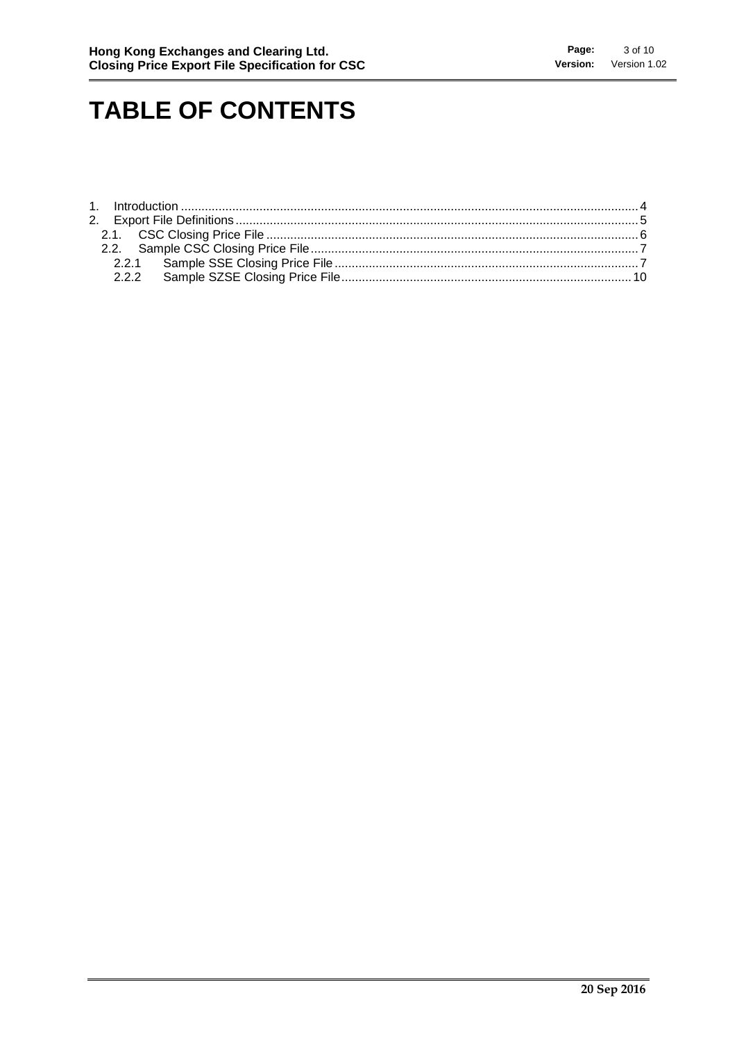# TABLE OF CONTENTS

1. Introduction .................................................................................................................................... 4
2. Export File Definitions .................................................................................................................... 5
   2.1. CSC Closing Price File ............................................................................................................ 6
   2.2. Sample CSC Closing Price File ............................................................................................... 7
      2.2.1 Sample SSE Closing Price File ........................................................................................ 7
      2.2.2 Sample SZSE Closing Price File .................................................................................... 10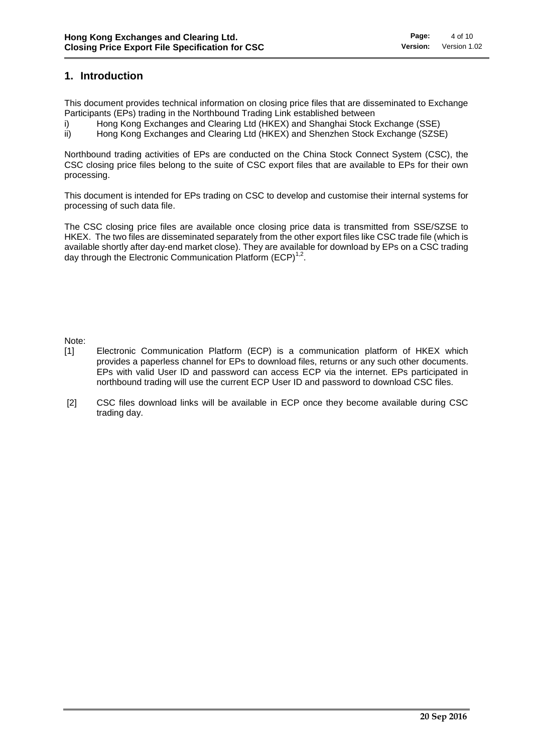# 1. Introduction

This document provides technical information on closing price files that are disseminated to Exchange Participants (EPs) trading in the Northbound Trading Link established between

i) Hong Kong Exchanges and Clearing Ltd (HKEX) and Shanghai Stock Exchange (SSE)
ii) Hong Kong Exchanges and Clearing Ltd (HKEX) and Shenzhen Stock Exchange (SZSE)

Northbound trading activities of EPs are conducted on the China Stock Connect System (CSC), the CSC closing price files belong to the suite of CSC export files that are available to EPs for their own processing.

This document is intended for EPs trading on CSC to develop and customise their internal systems for processing of such data file.

The CSC closing price files are available once closing price data is transmitted from SSE/SZSE to HKEX. The two files are disseminated separately from the other export files like CSC trade file (which is available shortly after day-end market close). They are available for download by EPs on a CSC trading day through the Electronic Communication Platform (ECP)[1,2].

Note:

[1] Electronic Communication Platform (ECP) is a communication platform of HKEX which provides a paperless channel for EPs to download files, returns or any such other documents. EPs with valid User ID and password can access ECP via the internet. EPs participated in northbound trading will use the current ECP User ID and password to download CSC files.

[2] CSC files download links will be available in ECP once they become available during CSC trading day.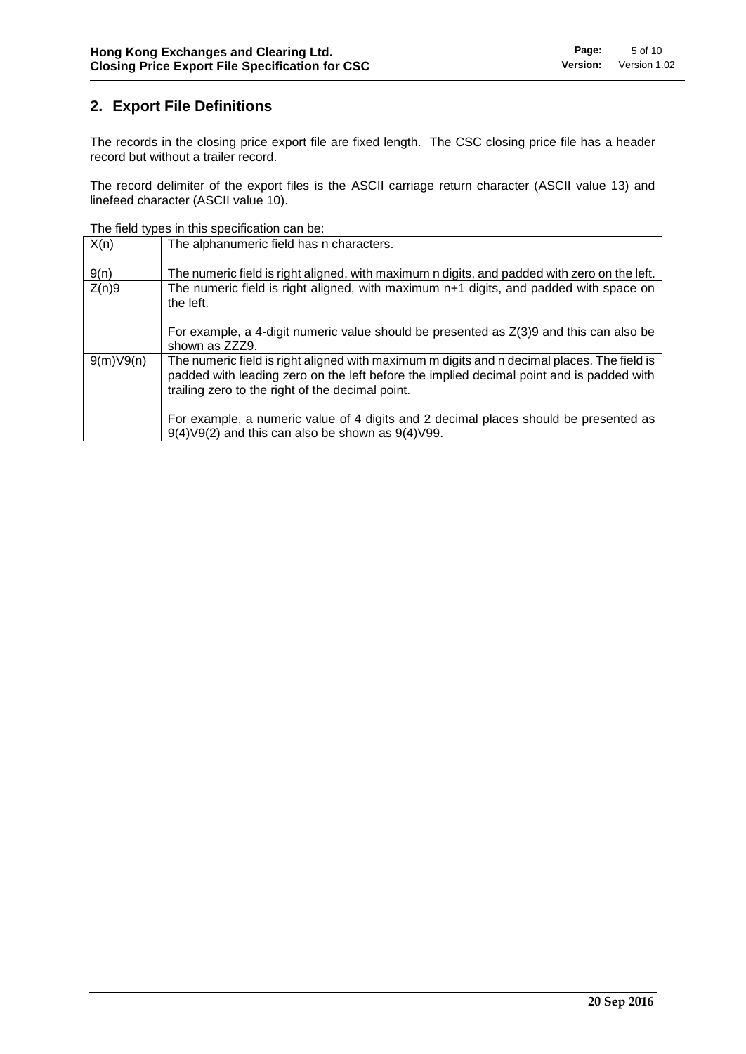## 2. Export File Definitions

The records in the closing price export file are fixed length. The CSC closing price file has a header record but without a trailer record.

The record delimiter of the export files is the ASCII carriage return character (ASCII value 13) and linefeed character (ASCII value 10).

The field types in this specification can be:

| | |
|---|---|
| X(n) | The alphanumeric field has n characters. |
| 9(n) | The numeric field is right aligned, with maximum n digits, and padded with zero on the left. |
| Z(n)9 | The numeric field is right aligned, with maximum n+1 digits, and padded with space on the left.<br><br>For example, a 4-digit numeric value should be presented as Z(3)9 and this can also be shown as ZZZ9. |
| 9(m)V9(n) | The numeric field is right aligned with maximum m digits and n decimal places. The field is padded with leading zero on the left before the implied decimal point and is padded with trailing zero to the right of the decimal point.<br><br>For example, a numeric value of 4 digits and 2 decimal places should be presented as 9(4)V9(2) and this can also be shown as 9(4)V99. |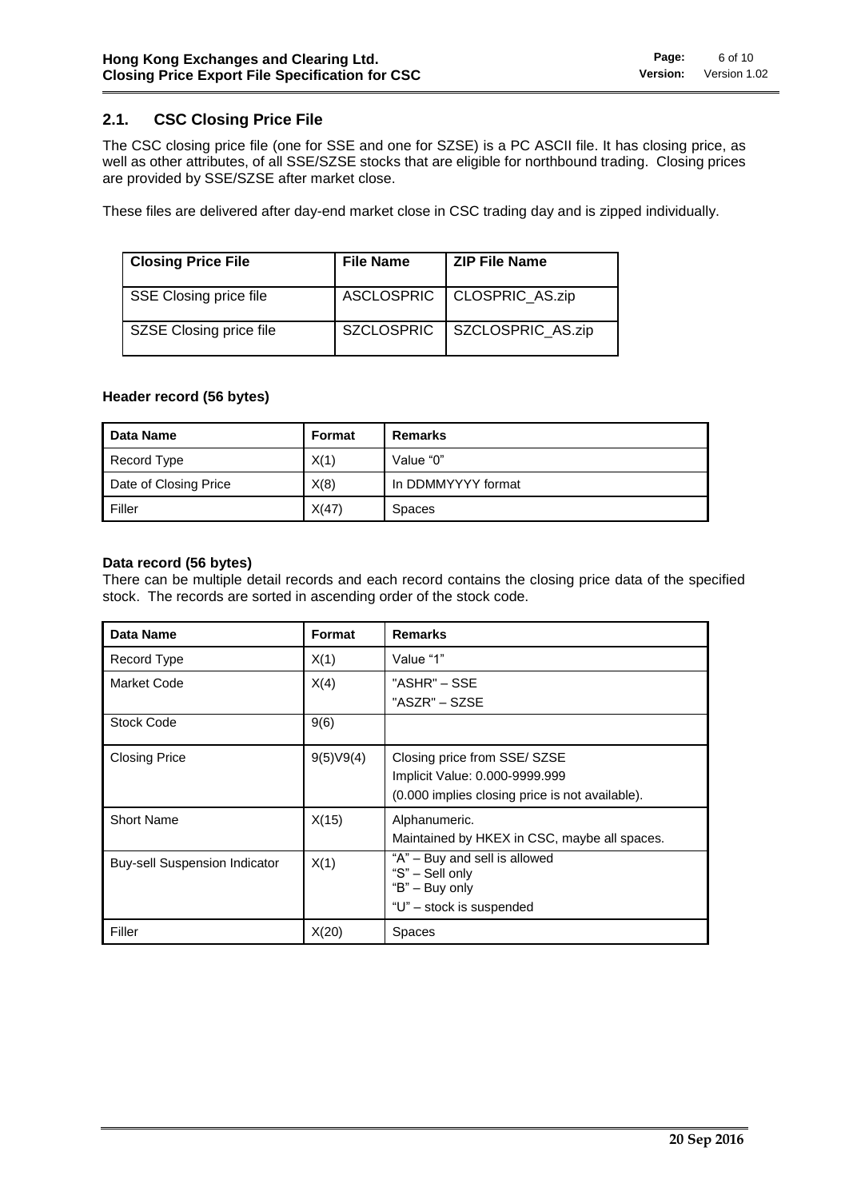## 2.1. CSC Closing Price File

The CSC closing price file (one for SSE and one for SZSE) is a PC ASCII file. It has closing price, as well as other attributes, of all SSE/SZSE stocks that are eligible for northbound trading. Closing prices are provided by SSE/SZSE after market close.

These files are delivered after day-end market close in CSC trading day and is zipped individually.

| Closing Price File | File Name | ZIP File Name |
|---|---|---|
| SSE Closing price file | ASCLOSPRIC | CLOSPRIC_AS.zip |
| SZSE Closing price file | SZCLOSPRIC | SZCLOSPRIC_AS.zip |

**Header record (56 bytes)**

| Data Name | Format | Remarks |
|---|---|---|
| Record Type | X(1) | Value “0” |
| Date of Closing Price | X(8) | In DDMMYYYY format |
| Filler | X(47) | Spaces |

**Data record (56 bytes)**

There can be multiple detail records and each record contains the closing price data of the specified stock. The records are sorted in ascending order of the stock code.

| Data Name | Format | Remarks |
|---|---|---|
| Record Type | X(1) | Value “1” |
| Market Code | X(4) | "ASHR" – SSE<br>"ASZR" – SZSE |
| Stock Code | 9(6) | |
| Closing Price | 9(5)V9(4) | Closing price from SSE/ SZSE<br>Implicit Value: 0.000-9999.999<br>(0.000 implies closing price is not available). |
| Short Name | X(15) | Alphanumeric.<br>Maintained by HKEX in CSC, maybe all spaces. |
| Buy-sell Suspension Indicator | X(1) | “A” – Buy and sell is allowed<br>“S” – Sell only<br>“B” – Buy only<br>“U” – stock is suspended |
| Filler | X(20) | Spaces |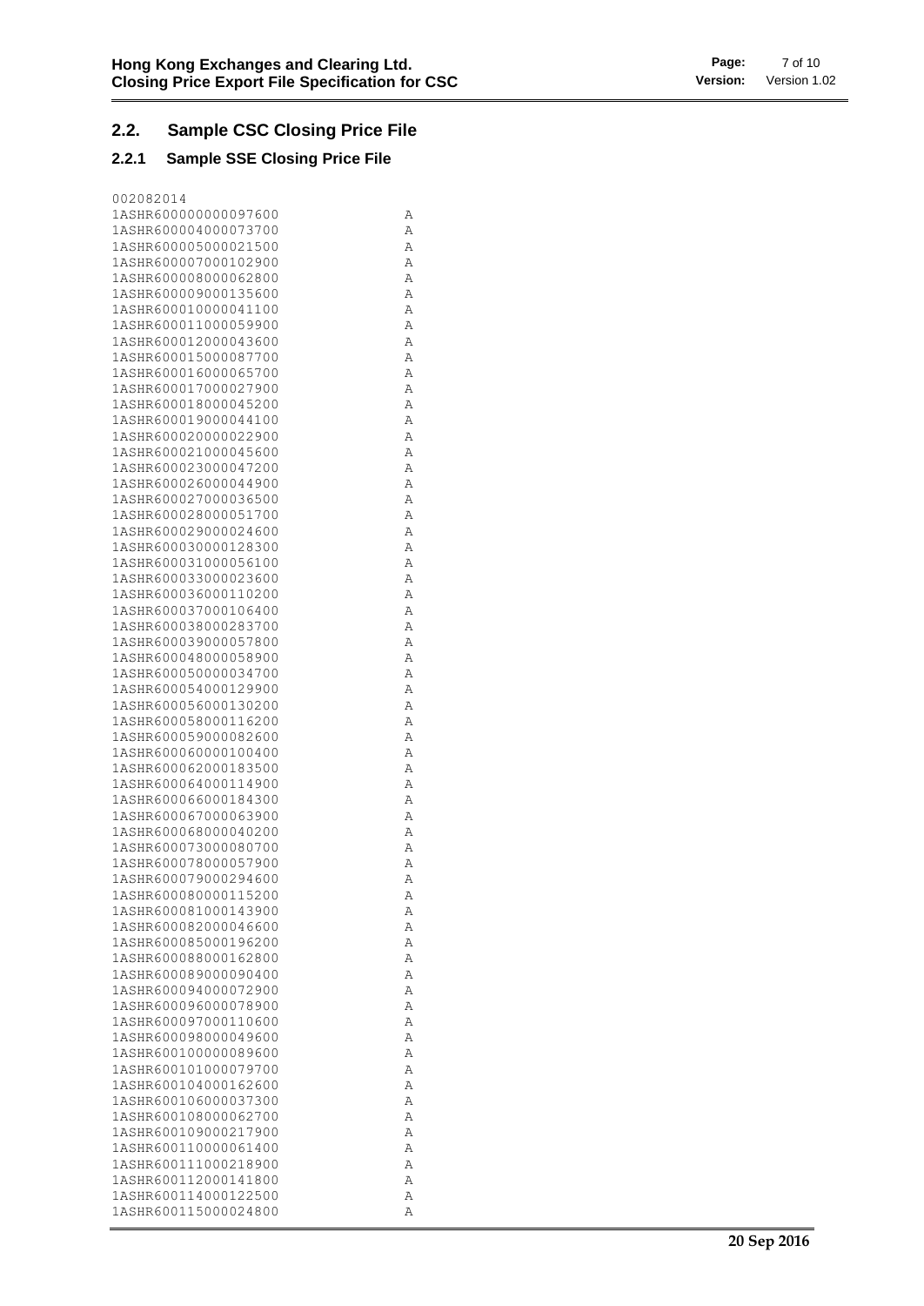## 2.2. Sample CSC Closing Price File

### 2.2.1 Sample SSE Closing Price File

```
002082014
1ASHR600000000097600                A
1ASHR600004000073700                A
1ASHR600005000021500                A
1ASHR600007000102900                A
1ASHR600008000062800                A
1ASHR600009000135600                A
1ASHR600010000041100                A
1ASHR600011000059900                A
1ASHR600012000043600                A
1ASHR600015000087700                A
1ASHR600016000065700                A
1ASHR600017000027900                A
1ASHR600018000045200                A
1ASHR600019000044100                A
1ASHR600020000022900                A
1ASHR600021000045600                A
1ASHR600023000047200                A
1ASHR600026000044900                A
1ASHR600027000036500                A
1ASHR600028000051700                A
1ASHR600029000024600                A
1ASHR600030000128300                A
1ASHR600031000056100                A
1ASHR600033000023600                A
1ASHR600036000110200                A
1ASHR600037000106400                A
1ASHR600038000283700                A
1ASHR600039000057800                A
1ASHR600048000058900                A
1ASHR600050000034700                A
1ASHR600054000129900                A
1ASHR600056000130200                A
1ASHR600058000116200                A
1ASHR600059000082600                A
1ASHR600060000100400                A
1ASHR600062000183500                A
1ASHR600064000114900                A
1ASHR600066000184300                A
1ASHR600067000063900                A
1ASHR600068000040200                A
1ASHR600073000080700                A
1ASHR600078000057900                A
1ASHR600079000294600                A
1ASHR600080000115200                A
1ASHR600081000143900                A
1ASHR600082000046600                A
1ASHR600085000196200                A
1ASHR600088000162800                A
1ASHR600089000090400                A
1ASHR600094000072900                A
1ASHR600096000078900                A
1ASHR600097000110600                A
1ASHR600098000049600                A
1ASHR600100000089600                A
1ASHR600101000079700                A
1ASHR600104000162600                A
1ASHR600106000037300                A
1ASHR600108000062700                A
1ASHR600109000217900                A
1ASHR600110000061400                A
1ASHR600111000218900                A
1ASHR600112000141800                A
1ASHR600114000122500                A
1ASHR600115000024800                A
```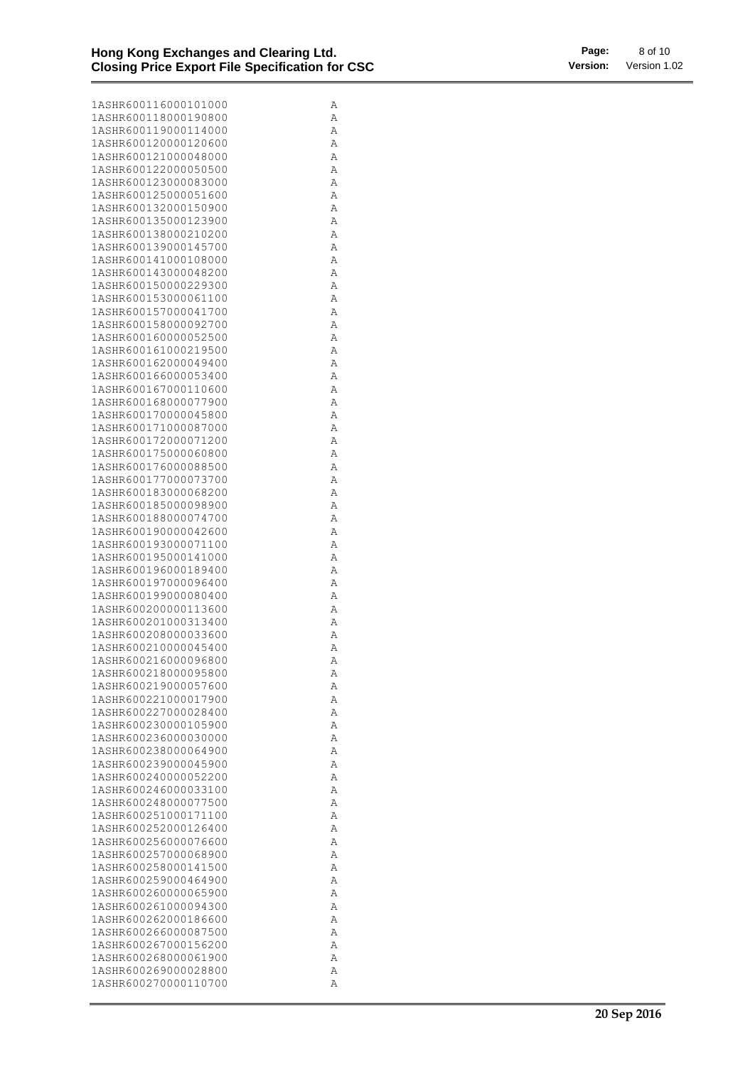```
1ASHR600116000101000          A
1ASHR600118000190800          A
1ASHR600119000114000          A
1ASHR600120000120600          A
1ASHR600121000048000          A
1ASHR600122000050500          A
1ASHR600123000083000          A
1ASHR600125000051600          A
1ASHR600132000150900          A
1ASHR600135000123900          A
1ASHR600138000210200          A
1ASHR600139000145700          A
1ASHR600141000108000          A
1ASHR600143000048200          A
1ASHR600150000229300          A
1ASHR600153000061100          A
1ASHR600157000041700          A
1ASHR600158000092700          A
1ASHR600160000052500          A
1ASHR600161000219500          A
1ASHR600162000049400          A
1ASHR600166000053400          A
1ASHR600167000110600          A
1ASHR600168000077900          A
1ASHR600170000045800          A
1ASHR600171000087000          A
1ASHR600172000071200          A
1ASHR600175000060800          A
1ASHR600176000088500          A
1ASHR600177000073700          A
1ASHR600183000068200          A
1ASHR600185000098900          A
1ASHR600188000074700          A
1ASHR600190000042600          A
1ASHR600193000071100          A
1ASHR600195000141000          A
1ASHR600196000189400          A
1ASHR600197000096400          A
1ASHR600199000080400          A
1ASHR600200000113600          A
1ASHR600201000313400          A
1ASHR600208000033600          A
1ASHR600210000045400          A
1ASHR600216000096800          A
1ASHR600218000095800          A
1ASHR600219000057600          A
1ASHR600221000017900          A
1ASHR600227000028400          A
1ASHR600230000105900          A
1ASHR600236000030000          A
1ASHR600238000064900          A
1ASHR600239000045900          A
1ASHR600240000052200          A
1ASHR600246000033100          A
1ASHR600248000077500          A
1ASHR600251000171100          A
1ASHR600252000126400          A
1ASHR600256000076600          A
1ASHR600257000068900          A
1ASHR600258000141500          A
1ASHR600259000464900          A
1ASHR600260000065900          A
1ASHR600261000094300          A
1ASHR600262000186600          A
1ASHR600266000087500          A
1ASHR600267000156200          A
1ASHR600268000061900          A
1ASHR600269000028800          A
1ASHR600270000110700          A
```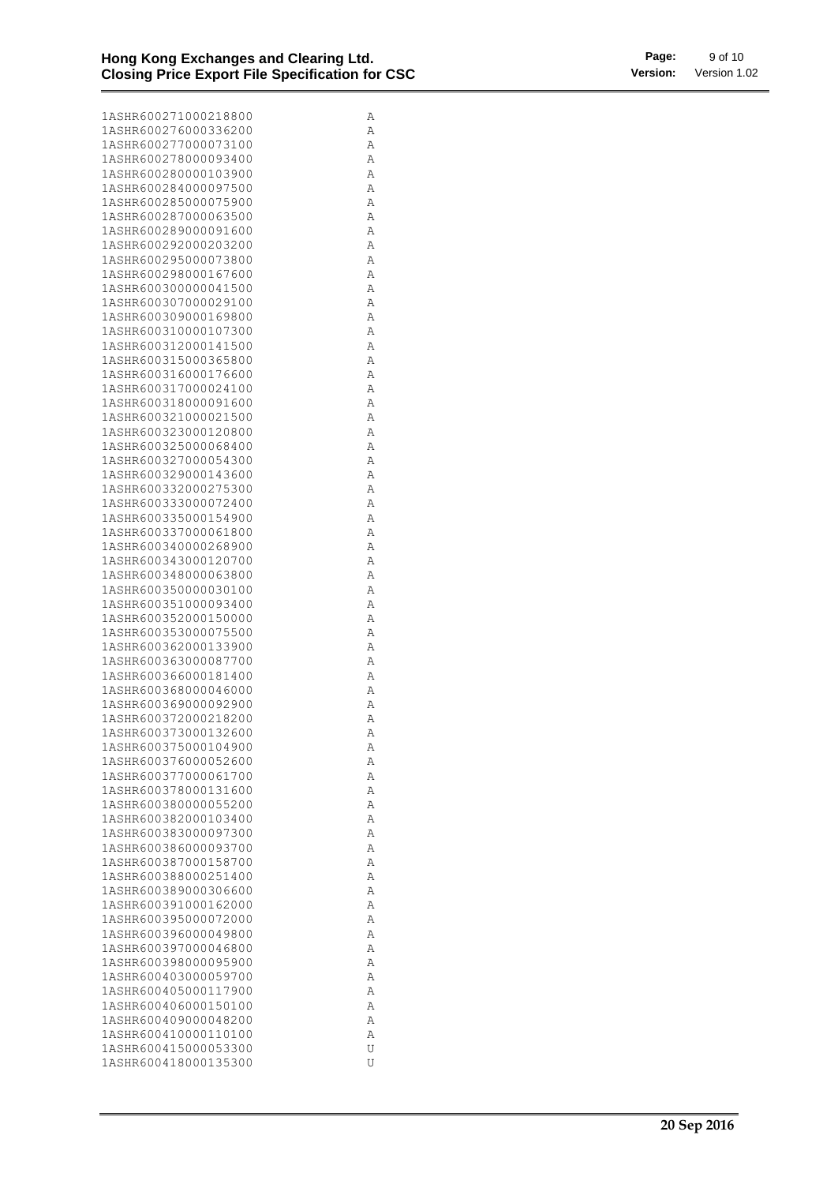```
1ASHR600271000218800          A
1ASHR600276000336200          A
1ASHR600277000073100          A
1ASHR600278000093400          A
1ASHR600280000103900          A
1ASHR600284000097500          A
1ASHR600285000075900          A
1ASHR600287000063500          A
1ASHR600289000091600          A
1ASHR600292000203200          A
1ASHR600295000073800          A
1ASHR600298000167600          A
1ASHR600300000041500          A
1ASHR600307000029100          A
1ASHR600309000169800          A
1ASHR600310000107300          A
1ASHR600312000141500          A
1ASHR600315000365800          A
1ASHR600316000176600          A
1ASHR600317000024100          A
1ASHR600318000091600          A
1ASHR600321000021500          A
1ASHR600323000120800          A
1ASHR600325000068400          A
1ASHR600327000054300          A
1ASHR600329000143600          A
1ASHR600332000275300          A
1ASHR600333000072400          A
1ASHR600335000154900          A
1ASHR600337000061800          A
1ASHR600340000268900          A
1ASHR600343000120700          A
1ASHR600348000063800          A
1ASHR600350000030100          A
1ASHR600351000093400          A
1ASHR600352000150000          A
1ASHR600353000075500          A
1ASHR600362000133900          A
1ASHR600363000087700          A
1ASHR600366000181400          A
1ASHR600368000046000          A
1ASHR600369000092900          A
1ASHR600372000218200          A
1ASHR600373000132600          A
1ASHR600375000104900          A
1ASHR600376000052600          A
1ASHR600377000061700          A
1ASHR600378000131600          A
1ASHR600380000055200          A
1ASHR600382000103400          A
1ASHR600383000097300          A
1ASHR600386000093700          A
1ASHR600387000158700          A
1ASHR600388000251400          A
1ASHR600389000306600          A
1ASHR600391000162000          A
1ASHR600395000072000          A
1ASHR600396000049800          A
1ASHR600397000046800          A
1ASHR600398000095900          A
1ASHR600403000059700          A
1ASHR600405000117900          A
1ASHR600406000150100          A
1ASHR600409000048200          A
1ASHR600410000110100          A
1ASHR600415000053300          U
1ASHR600418000135300          U
```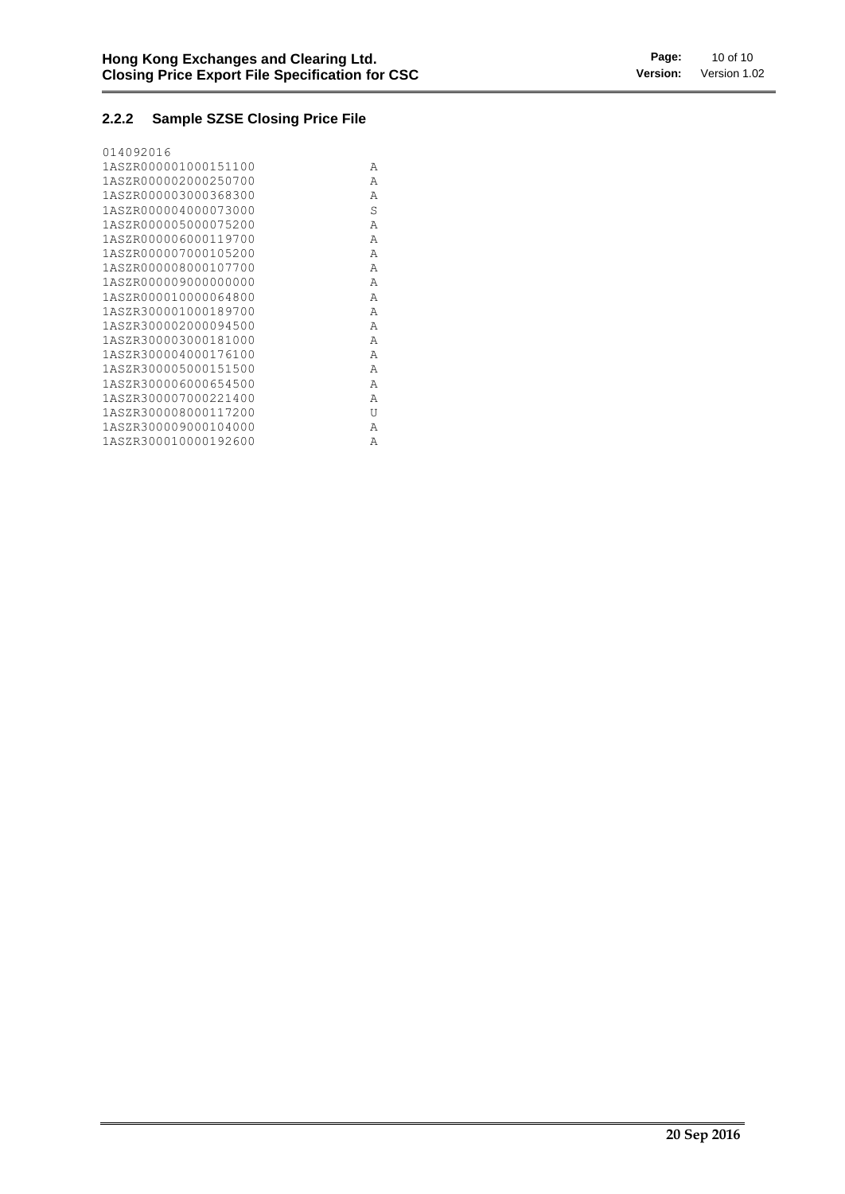### 2.2.2 Sample SZSE Closing Price File

```
014092016
1ASZR000001000151100          A
1ASZR000002000250700          A
1ASZR000003000368300          A
1ASZR000004000073000          S
1ASZR000005000075200          A
1ASZR000006000119700          A
1ASZR000007000105200          A
1ASZR000008000107700          A
1ASZR000009000000000          A
1ASZR000010000064800          A
1ASZR300001000189700          A
1ASZR300002000094500          A
1ASZR300003000181000          A
1ASZR300004000176100          A
1ASZR300005000151500          A
1ASZR300006000654500          A
1ASZR300007000221400          A
1ASZR300008000117200          U
1ASZR300009000104000          A
1ASZR300010000192600          A
```